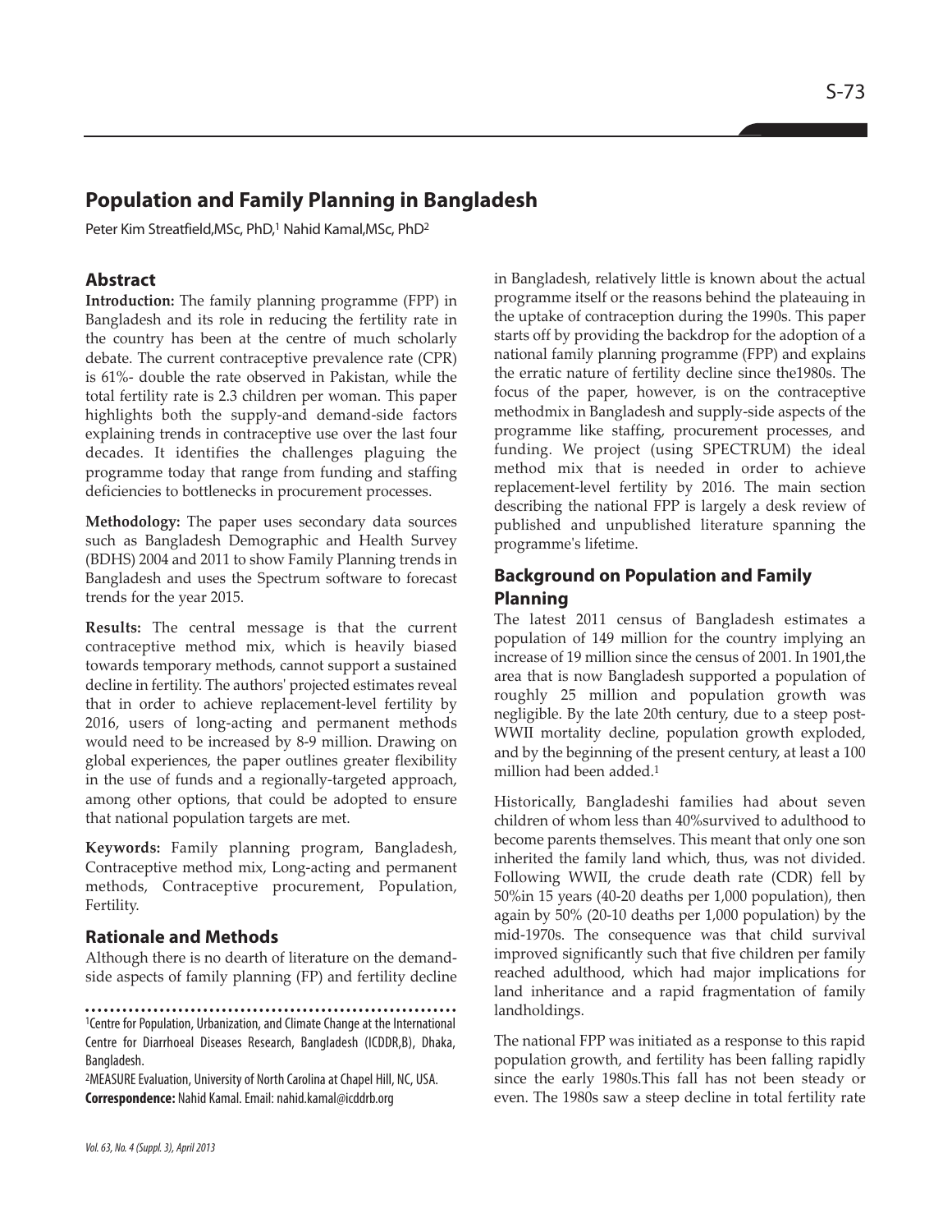# Population and Family Planning in Bangladesh

Peter Kim Streatfield,MSc, PhD,[1] Nahid Kamal,MSc, PhD[2]

## Abstract

**Introduction:** The family planning programme (FPP) in Bangladesh and its role in reducing the fertility rate in the country has been at the centre of much scholarly debate. The current contraceptive prevalence rate (CPR) is 61%- double the rate observed in Pakistan, while the total fertility rate is 2.3 children per woman. This paper highlights both the supply-and demand-side factors explaining trends in contraceptive use over the last four decades. It identifies the challenges plaguing the programme today that range from funding and staffing deficiencies to bottlenecks in procurement processes.

**Methodology:** The paper uses secondary data sources such as Bangladesh Demographic and Health Survey (BDHS) 2004 and 2011 to show Family Planning trends in Bangladesh and uses the Spectrum software to forecast trends for the year 2015.

**Results:** The central message is that the current contraceptive method mix, which is heavily biased towards temporary methods, cannot support a sustained decline in fertility. The authors' projected estimates reveal that in order to achieve replacement-level fertility by 2016, users of long-acting and permanent methods would need to be increased by 8-9 million. Drawing on global experiences, the paper outlines greater flexibility in the use of funds and a regionally-targeted approach, among other options, that could be adopted to ensure that national population targets are met.

**Keywords:** Family planning program, Bangladesh, Contraceptive method mix, Long-acting and permanent methods, Contraceptive procurement, Population, Fertility.

## Rationale and Methods

Although there is no dearth of literature on the demand-side aspects of family planning (FP) and fertility decline in Bangladesh, relatively little is known about the actual programme itself or the reasons behind the plateauing in the uptake of contraception during the 1990s. This paper starts off by providing the backdrop for the adoption of a national family planning programme (FPP) and explains the erratic nature of fertility decline since the1980s. The focus of the paper, however, is on the contraceptive methodmix in Bangladesh and supply-side aspects of the programme like staffing, procurement processes, and funding. We project (using SPECTRUM) the ideal method mix that is needed in order to achieve replacement-level fertility by 2016. The main section describing the national FPP is largely a desk review of published and unpublished literature spanning the programme's lifetime.

## Background on Population and Family Planning

The latest 2011 census of Bangladesh estimates a population of 149 million for the country implying an increase of 19 million since the census of 2001. In 1901,the area that is now Bangladesh supported a population of roughly 25 million and population growth was negligible. By the late 20th century, due to a steep post-WWII mortality decline, population growth exploded, and by the beginning of the present century, at least a 100 million had been added.[1]

Historically, Bangladeshi families had about seven children of whom less than 40%survived to adulthood to become parents themselves. This meant that only one son inherited the family land which, thus, was not divided. Following WWII, the crude death rate (CDR) fell by 50%in 15 years (40-20 deaths per 1,000 population), then again by 50% (20-10 deaths per 1,000 population) by the mid-1970s. The consequence was that child survival improved significantly such that five children per family reached adulthood, which had major implications for land inheritance and a rapid fragmentation of family landholdings.

The national FPP was initiated as a response to this rapid population growth, and fertility has been falling rapidly since the early 1980s.This fall has not been steady or even. The 1980s saw a steep decline in total fertility rate

---

[1]Centre for Population, Urbanization, and Climate Change at the International Centre for Diarrhoeal Diseases Research, Bangladesh (ICDDR,B), Dhaka, Bangladesh.

[2]MEASURE Evaluation, University of North Carolina at Chapel Hill, NC, USA.

**Correspondence:** Nahid Kamal. Email: nahid.kamal@icddrb.org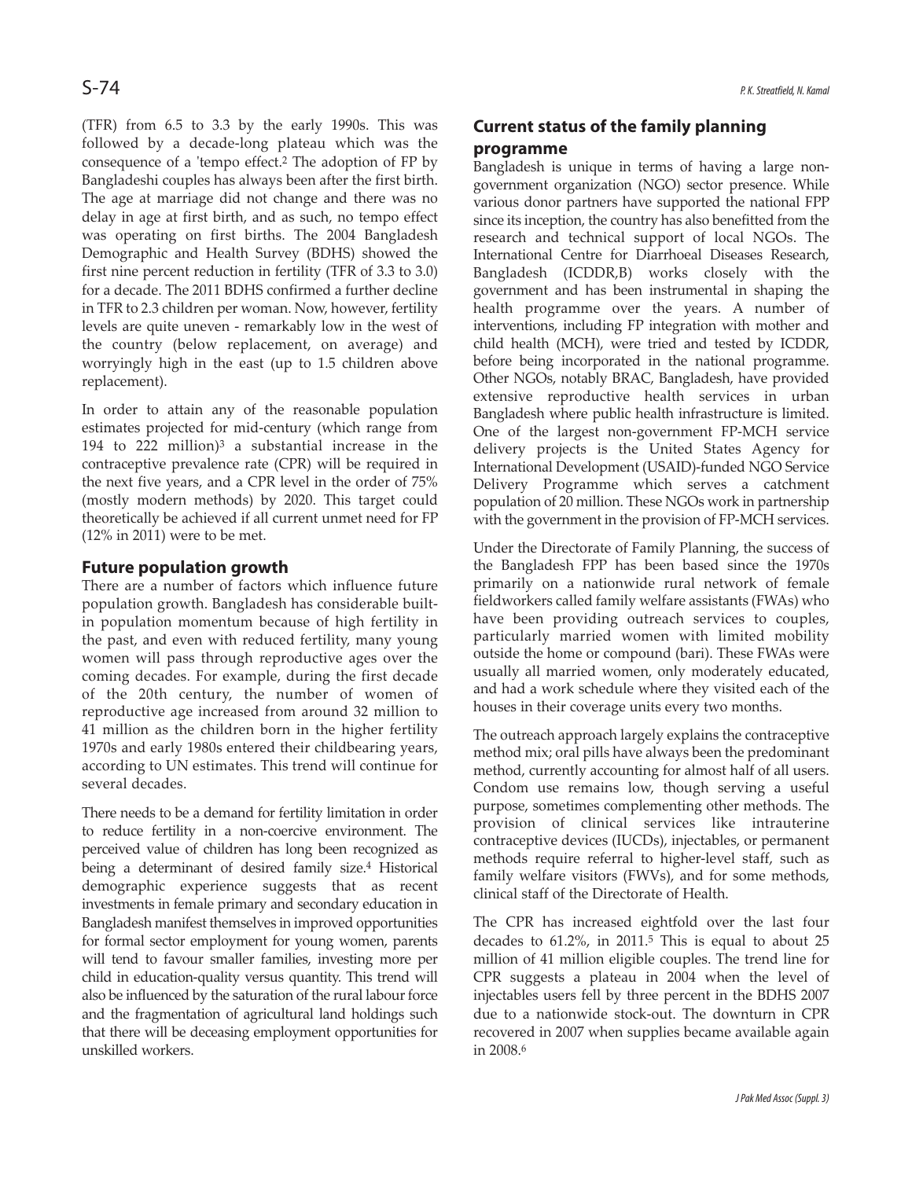(TFR) from 6.5 to 3.3 by the early 1990s. This was followed by a decade-long plateau which was the consequence of a 'tempo effect.[2] The adoption of FP by Bangladeshi couples has always been after the first birth. The age at marriage did not change and there was no delay in age at first birth, and as such, no tempo effect was operating on first births. The 2004 Bangladesh Demographic and Health Survey (BDHS) showed the first nine percent reduction in fertility (TFR of 3.3 to 3.0) for a decade. The 2011 BDHS confirmed a further decline in TFR to 2.3 children per woman. Now, however, fertility levels are quite uneven - remarkably low in the west of the country (below replacement, on average) and worryingly high in the east (up to 1.5 children above replacement).

In order to attain any of the reasonable population estimates projected for mid-century (which range from 194 to 222 million)[3] a substantial increase in the contraceptive prevalence rate (CPR) will be required in the next five years, and a CPR level in the order of 75% (mostly modern methods) by 2020. This target could theoretically be achieved if all current unmet need for FP (12% in 2011) were to be met.

## Future population growth

There are a number of factors which influence future population growth. Bangladesh has considerable built-in population momentum because of high fertility in the past, and even with reduced fertility, many young women will pass through reproductive ages over the coming decades. For example, during the first decade of the 20th century, the number of women of reproductive age increased from around 32 million to 41 million as the children born in the higher fertility 1970s and early 1980s entered their childbearing years, according to UN estimates. This trend will continue for several decades.

There needs to be a demand for fertility limitation in order to reduce fertility in a non-coercive environment. The perceived value of children has long been recognized as being a determinant of desired family size.[4] Historical demographic experience suggests that as recent investments in female primary and secondary education in Bangladesh manifest themselves in improved opportunities for formal sector employment for young women, parents will tend to favour smaller families, investing more per child in education-quality versus quantity. This trend will also be influenced by the saturation of the rural labour force and the fragmentation of agricultural land holdings such that there will be deceasing employment opportunities for unskilled workers.

## Current status of the family planning programme

Bangladesh is unique in terms of having a large non-government organization (NGO) sector presence. While various donor partners have supported the national FPP since its inception, the country has also benefitted from the research and technical support of local NGOs. The International Centre for Diarrhoeal Diseases Research, Bangladesh (ICDDR,B) works closely with the government and has been instrumental in shaping the health programme over the years. A number of interventions, including FP integration with mother and child health (MCH), were tried and tested by ICDDR, before being incorporated in the national programme. Other NGOs, notably BRAC, Bangladesh, have provided extensive reproductive health services in urban Bangladesh where public health infrastructure is limited. One of the largest non-government FP-MCH service delivery projects is the United States Agency for International Development (USAID)-funded NGO Service Delivery Programme which serves a catchment population of 20 million. These NGOs work in partnership with the government in the provision of FP-MCH services.

Under the Directorate of Family Planning, the success of the Bangladesh FPP has been based since the 1970s primarily on a nationwide rural network of female fieldworkers called family welfare assistants (FWAs) who have been providing outreach services to couples, particularly married women with limited mobility outside the home or compound (bari). These FWAs were usually all married women, only moderately educated, and had a work schedule where they visited each of the houses in their coverage units every two months.

The outreach approach largely explains the contraceptive method mix; oral pills have always been the predominant method, currently accounting for almost half of all users. Condom use remains low, though serving a useful purpose, sometimes complementing other methods. The provision of clinical services like intrauterine contraceptive devices (IUCDs), injectables, or permanent methods require referral to higher-level staff, such as family welfare visitors (FWVs), and for some methods, clinical staff of the Directorate of Health.

The CPR has increased eightfold over the last four decades to 61.2%, in 2011.[5] This is equal to about 25 million of 41 million eligible couples. The trend line for CPR suggests a plateau in 2004 when the level of injectables users fell by three percent in the BDHS 2007 due to a nationwide stock-out. The downturn in CPR recovered in 2007 when supplies became available again in 2008.[6]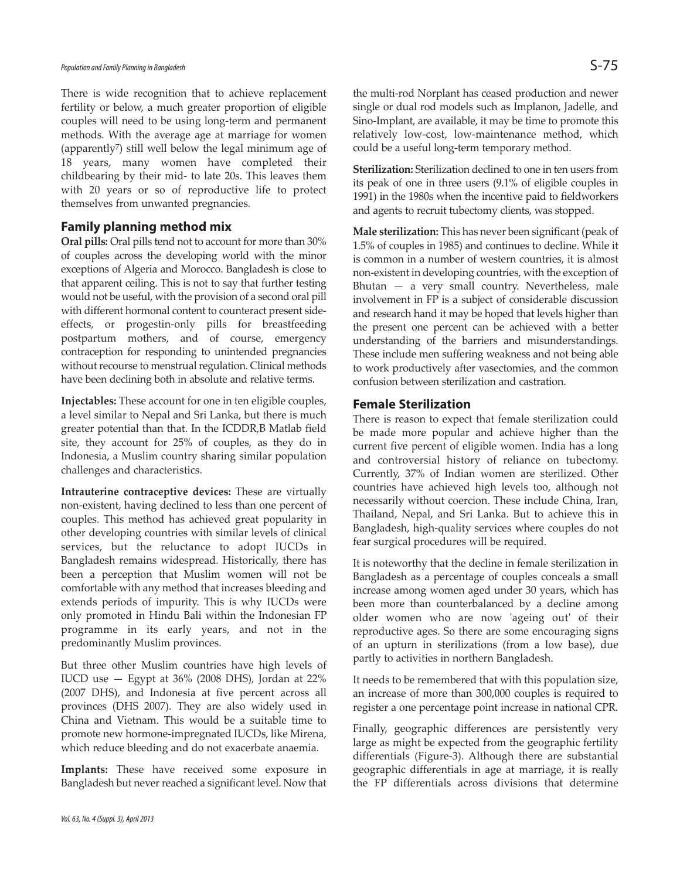There is wide recognition that to achieve replacement fertility or below, a much greater proportion of eligible couples will need to be using long-term and permanent methods. With the average age at marriage for women (apparently[7]) still well below the legal minimum age of 18 years, many women have completed their childbearing by their mid- to late 20s. This leaves them with 20 years or so of reproductive life to protect themselves from unwanted pregnancies.

## Family planning method mix

**Oral pills:** Oral pills tend not to account for more than 30% of couples across the developing world with the minor exceptions of Algeria and Morocco. Bangladesh is close to that apparent ceiling. This is not to say that further testing would not be useful, with the provision of a second oral pill with different hormonal content to counteract present side-effects, or progestin-only pills for breastfeeding postpartum mothers, and of course, emergency contraception for responding to unintended pregnancies without recourse to menstrual regulation. Clinical methods have been declining both in absolute and relative terms.

**Injectables:** These account for one in ten eligible couples, a level similar to Nepal and Sri Lanka, but there is much greater potential than that. In the ICDDR,B Matlab field site, they account for 25% of couples, as they do in Indonesia, a Muslim country sharing similar population challenges and characteristics.

**Intrauterine contraceptive devices:** These are virtually non-existent, having declined to less than one percent of couples. This method has achieved great popularity in other developing countries with similar levels of clinical services, but the reluctance to adopt IUCDs in Bangladesh remains widespread. Historically, there has been a perception that Muslim women will not be comfortable with any method that increases bleeding and extends periods of impurity. This is why IUCDs were only promoted in Hindu Bali within the Indonesian FP programme in its early years, and not in the predominantly Muslim provinces.

But three other Muslim countries have high levels of IUCD use — Egypt at 36% (2008 DHS), Jordan at 22% (2007 DHS), and Indonesia at five percent across all provinces (DHS 2007). They are also widely used in China and Vietnam. This would be a suitable time to promote new hormone-impregnated IUCDs, like Mirena, which reduce bleeding and do not exacerbate anaemia.

**Implants:** These have received some exposure in Bangladesh but never reached a significant level. Now that the multi-rod Norplant has ceased production and newer single or dual rod models such as Implanon, Jadelle, and Sino-Implant, are available, it may be time to promote this relatively low-cost, low-maintenance method, which could be a useful long-term temporary method.

**Sterilization:** Sterilization declined to one in ten users from its peak of one in three users (9.1% of eligible couples in 1991) in the 1980s when the incentive paid to fieldworkers and agents to recruit tubectomy clients, was stopped.

**Male sterilization:** This has never been significant (peak of 1.5% of couples in 1985) and continues to decline. While it is common in a number of western countries, it is almost non-existent in developing countries, with the exception of Bhutan — a very small country. Nevertheless, male involvement in FP is a subject of considerable discussion and research hand it may be hoped that levels higher than the present one percent can be achieved with a better understanding of the barriers and misunderstandings. These include men suffering weakness and not being able to work productively after vasectomies, and the common confusion between sterilization and castration.

## Female Sterilization

There is reason to expect that female sterilization could be made more popular and achieve higher than the current five percent of eligible women. India has a long and controversial history of reliance on tubectomy. Currently, 37% of Indian women are sterilized. Other countries have achieved high levels too, although not necessarily without coercion. These include China, Iran, Thailand, Nepal, and Sri Lanka. But to achieve this in Bangladesh, high-quality services where couples do not fear surgical procedures will be required.

It is noteworthy that the decline in female sterilization in Bangladesh as a percentage of couples conceals a small increase among women aged under 30 years, which has been more than counterbalanced by a decline among older women who are now 'ageing out' of their reproductive ages. So there are some encouraging signs of an upturn in sterilizations (from a low base), due partly to activities in northern Bangladesh.

It needs to be remembered that with this population size, an increase of more than 300,000 couples is required to register a one percentage point increase in national CPR.

Finally, geographic differences are persistently very large as might be expected from the geographic fertility differentials (Figure-3). Although there are substantial geographic differentials in age at marriage, it is really the FP differentials across divisions that determine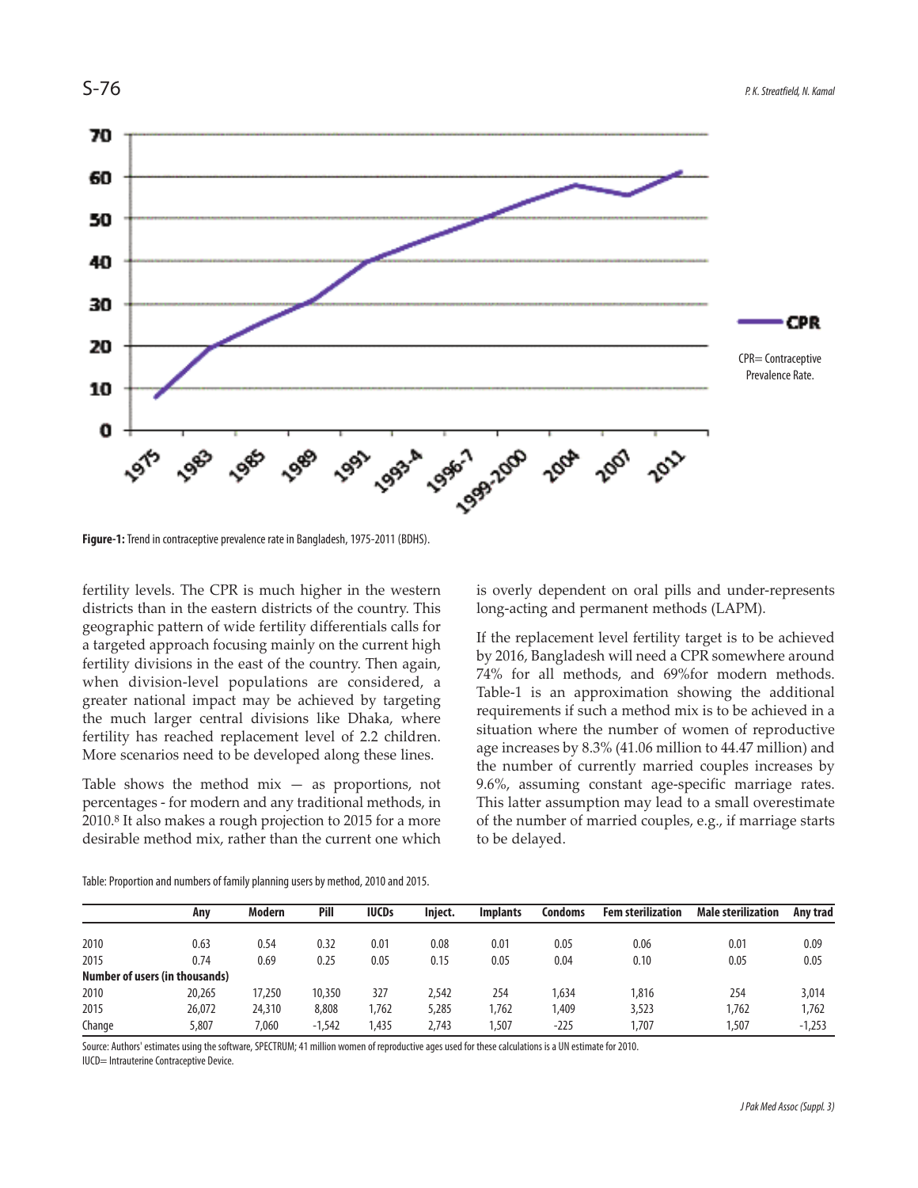Figure-1: Trend in contraceptive prevalence rate in Bangladesh, 1975-2011 (BDHS).

fertility levels. The CPR is much higher in the western districts than in the eastern districts of the country. This geographic pattern of wide fertility differentials calls for a targeted approach focusing mainly on the current high fertility divisions in the east of the country. Then again, when division-level populations are considered, a greater national impact may be achieved by targeting the much larger central divisions like Dhaka, where fertility has reached replacement level of 2.2 children. More scenarios need to be developed along these lines.

Table shows the method mix — as proportions, not percentages - for modern and any traditional methods, in 2010.[8] It also makes a rough projection to 2015 for a more desirable method mix, rather than the current one which is overly dependent on oral pills and under-represents long-acting and permanent methods (LAPM).

If the replacement level fertility target is to be achieved by 2016, Bangladesh will need a CPR somewhere around 74% for all methods, and 69%for modern methods. Table-1 is an approximation showing the additional requirements if such a method mix is to be achieved in a situation where the number of women of reproductive age increases by 8.3% (41.06 million to 44.47 million) and the number of currently married couples increases by 9.6%, assuming constant age-specific marriage rates. This latter assumption may lead to a small overestimate of the number of married couples, e.g., if marriage starts to be delayed.

Table: Proportion and numbers of family planning users by method, 2010 and 2015.

| | Any | Modern | Pill | IUCDs | Inject. | Implants | Condoms | Fem sterilization | Male sterilization | Any trad |
|---|---|---|---|---|---|---|---|---|---|---|
| 2010 | 0.63 | 0.54 | 0.32 | 0.01 | 0.08 | 0.01 | 0.05 | 0.06 | 0.01 | 0.09 |
| 2015 | 0.74 | 0.69 | 0.25 | 0.05 | 0.15 | 0.05 | 0.04 | 0.10 | 0.05 | 0.05 |
| **Number of users (in thousands)** | | | | | | | | | | |
| 2010 | 20,265 | 17,250 | 10,350 | 327 | 2,542 | 254 | 1,634 | 1,816 | 254 | 3,014 |
| 2015 | 26,072 | 24,310 | 8,808 | 1,762 | 5,285 | 1,762 | 1,409 | 3,523 | 1,762 | 1,762 |
| Change | 5,807 | 7,060 | -1,542 | 1,435 | 2,743 | 1,507 | -225 | 1,707 | 1,507 | -1,253 |

Source: Authors' estimates using the software, SPECTRUM; 41 million women of reproductive ages used for these calculations is a UN estimate for 2010.
IUCD= Intrauterine Contraceptive Device.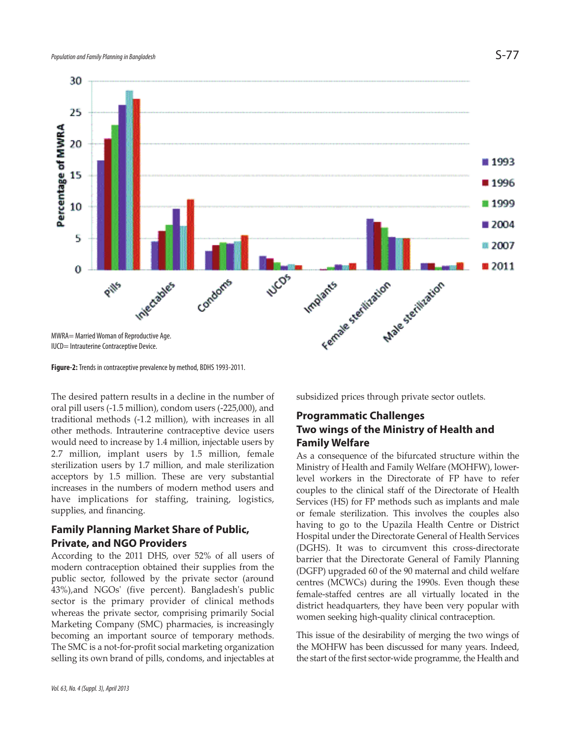MWRA= Married Woman of Reproductive Age.
IUCD= Intrauterine Contraceptive Device.

**Figure-2:** Trends in contraceptive prevalence by method, BDHS 1993-2011.

The desired pattern results in a decline in the number of oral pill users (-1.5 million), condom users (-225,000), and traditional methods (-1.2 million), with increases in all other methods. Intrauterine contraceptive device users would need to increase by 1.4 million, injectable users by 2.7 million, implant users by 1.5 million, female sterilization users by 1.7 million, and male sterilization acceptors by 1.5 million. These are very substantial increases in the numbers of modern method users and have implications for staffing, training, logistics, supplies, and financing.

## Family Planning Market Share of Public, Private, and NGO Providers

According to the 2011 DHS, over 52% of all users of modern contraception obtained their supplies from the public sector, followed by the private sector (around 43%),and NGOs' (five percent). Bangladesh's public sector is the primary provider of clinical methods whereas the private sector, comprising primarily Social Marketing Company (SMC) pharmacies, is increasingly becoming an important source of temporary methods. The SMC is a not-for-profit social marketing organization selling its own brand of pills, condoms, and injectables at subsidized prices through private sector outlets.

## Programmatic Challenges

### Two wings of the Ministry of Health and Family Welfare

As a consequence of the bifurcated structure within the Ministry of Health and Family Welfare (MOHFW), lower-level workers in the Directorate of FP have to refer couples to the clinical staff of the Directorate of Health Services (HS) for FP methods such as implants and male or female sterilization. This involves the couples also having to go to the Upazila Health Centre or District Hospital under the Directorate General of Health Services (DGHS). It was to circumvent this cross-directorate barrier that the Directorate General of Family Planning (DGFP) upgraded 60 of the 90 maternal and child welfare centres (MCWCs) during the 1990s. Even though these female-staffed centres are all virtually located in the district headquarters, they have been very popular with women seeking high-quality clinical contraception.

This issue of the desirability of merging the two wings of the MOHFW has been discussed for many years. Indeed, the start of the first sector-wide programme, the Health and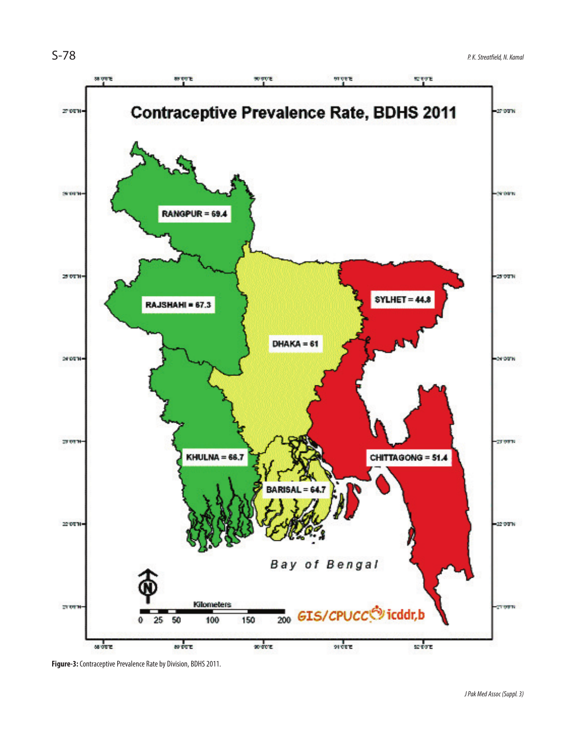**Figure-3:** Contraceptive Prevalence Rate by Division, BDHS 2011.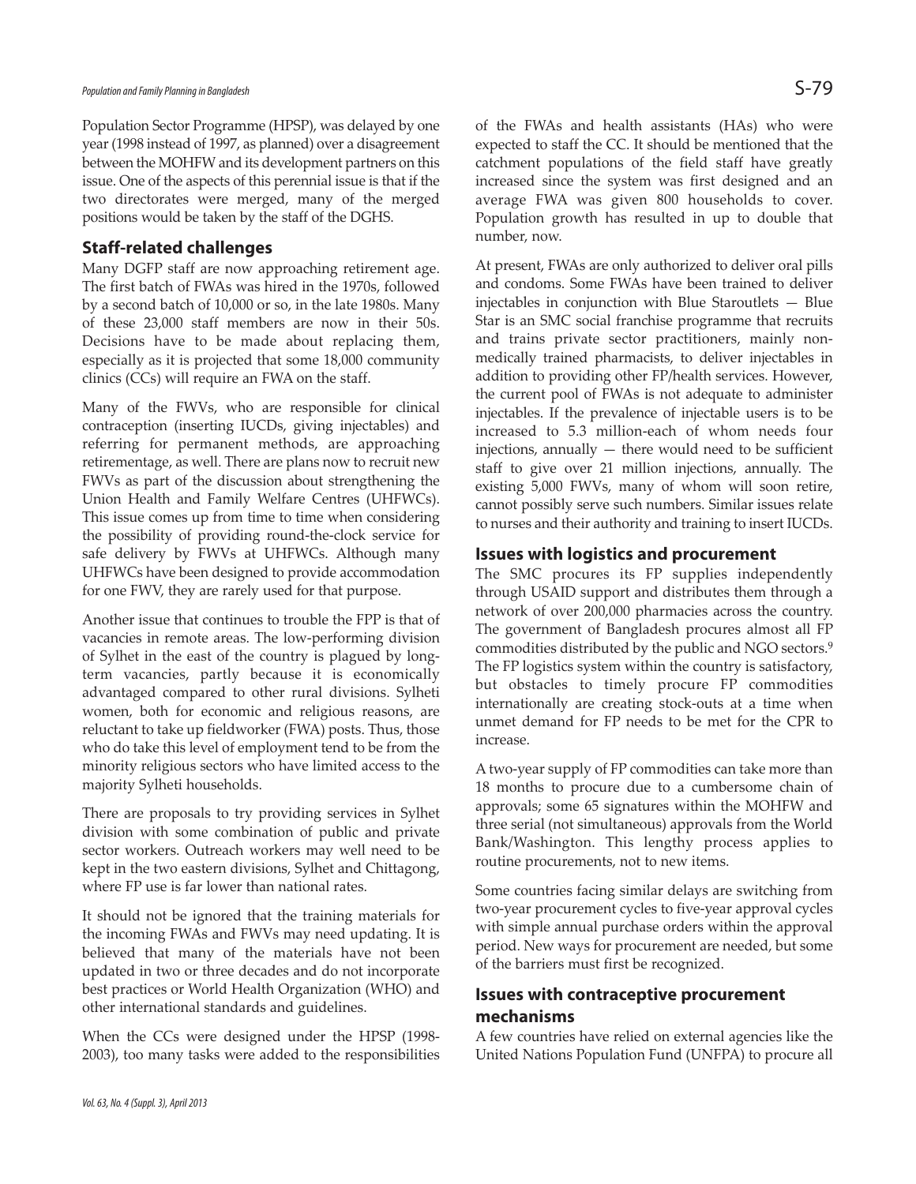Population Sector Programme (HPSP), was delayed by one year (1998 instead of 1997, as planned) over a disagreement between the MOHFW and its development partners on this issue. One of the aspects of this perennial issue is that if the two directorates were merged, many of the merged positions would be taken by the staff of the DGHS.

### Staff-related challenges

Many DGFP staff are now approaching retirement age. The first batch of FWAs was hired in the 1970s, followed by a second batch of 10,000 or so, in the late 1980s. Many of these 23,000 staff members are now in their 50s. Decisions have to be made about replacing them, especially as it is projected that some 18,000 community clinics (CCs) will require an FWA on the staff.

Many of the FWVs, who are responsible for clinical contraception (inserting IUCDs, giving injectables) and referring for permanent methods, are approaching retirementage, as well. There are plans now to recruit new FWVs as part of the discussion about strengthening the Union Health and Family Welfare Centres (UHFWCs). This issue comes up from time to time when considering the possibility of providing round-the-clock service for safe delivery by FWVs at UHFWCs. Although many UHFWCs have been designed to provide accommodation for one FWV, they are rarely used for that purpose.

Another issue that continues to trouble the FPP is that of vacancies in remote areas. The low-performing division of Sylhet in the east of the country is plagued by long-term vacancies, partly because it is economically advantaged compared to other rural divisions. Sylheti women, both for economic and religious reasons, are reluctant to take up fieldworker (FWA) posts. Thus, those who do take this level of employment tend to be from the minority religious sectors who have limited access to the majority Sylheti households.

There are proposals to try providing services in Sylhet division with some combination of public and private sector workers. Outreach workers may well need to be kept in the two eastern divisions, Sylhet and Chittagong, where FP use is far lower than national rates.

It should not be ignored that the training materials for the incoming FWAs and FWVs may need updating. It is believed that many of the materials have not been updated in two or three decades and do not incorporate best practices or World Health Organization (WHO) and other international standards and guidelines.

When the CCs were designed under the HPSP (1998-2003), too many tasks were added to the responsibilities of the FWAs and health assistants (HAs) who were expected to staff the CC. It should be mentioned that the catchment populations of the field staff have greatly increased since the system was first designed and an average FWA was given 800 households to cover. Population growth has resulted in up to double that number, now.

At present, FWAs are only authorized to deliver oral pills and condoms. Some FWAs have been trained to deliver injectables in conjunction with Blue Staroutlets — Blue Star is an SMC social franchise programme that recruits and trains private sector practitioners, mainly non-medically trained pharmacists, to deliver injectables in addition to providing other FP/health services. However, the current pool of FWAs is not adequate to administer injectables. If the prevalence of injectable users is to be increased to 5.3 million-each of whom needs four injections, annually — there would need to be sufficient staff to give over 21 million injections, annually. The existing 5,000 FWVs, many of whom will soon retire, cannot possibly serve such numbers. Similar issues relate to nurses and their authority and training to insert IUCDs.

### Issues with logistics and procurement

The SMC procures its FP supplies independently through USAID support and distributes them through a network of over 200,000 pharmacies across the country. The government of Bangladesh procures almost all FP commodities distributed by the public and NGO sectors.[9] The FP logistics system within the country is satisfactory, but obstacles to timely procure FP commodities internationally are creating stock-outs at a time when unmet demand for FP needs to be met for the CPR to increase.

A two-year supply of FP commodities can take more than 18 months to procure due to a cumbersome chain of approvals; some 65 signatures within the MOHFW and three serial (not simultaneous) approvals from the World Bank/Washington. This lengthy process applies to routine procurements, not to new items.

Some countries facing similar delays are switching from two-year procurement cycles to five-year approval cycles with simple annual purchase orders within the approval period. New ways for procurement are needed, but some of the barriers must first be recognized.

### Issues with contraceptive procurement mechanisms

A few countries have relied on external agencies like the United Nations Population Fund (UNFPA) to procure all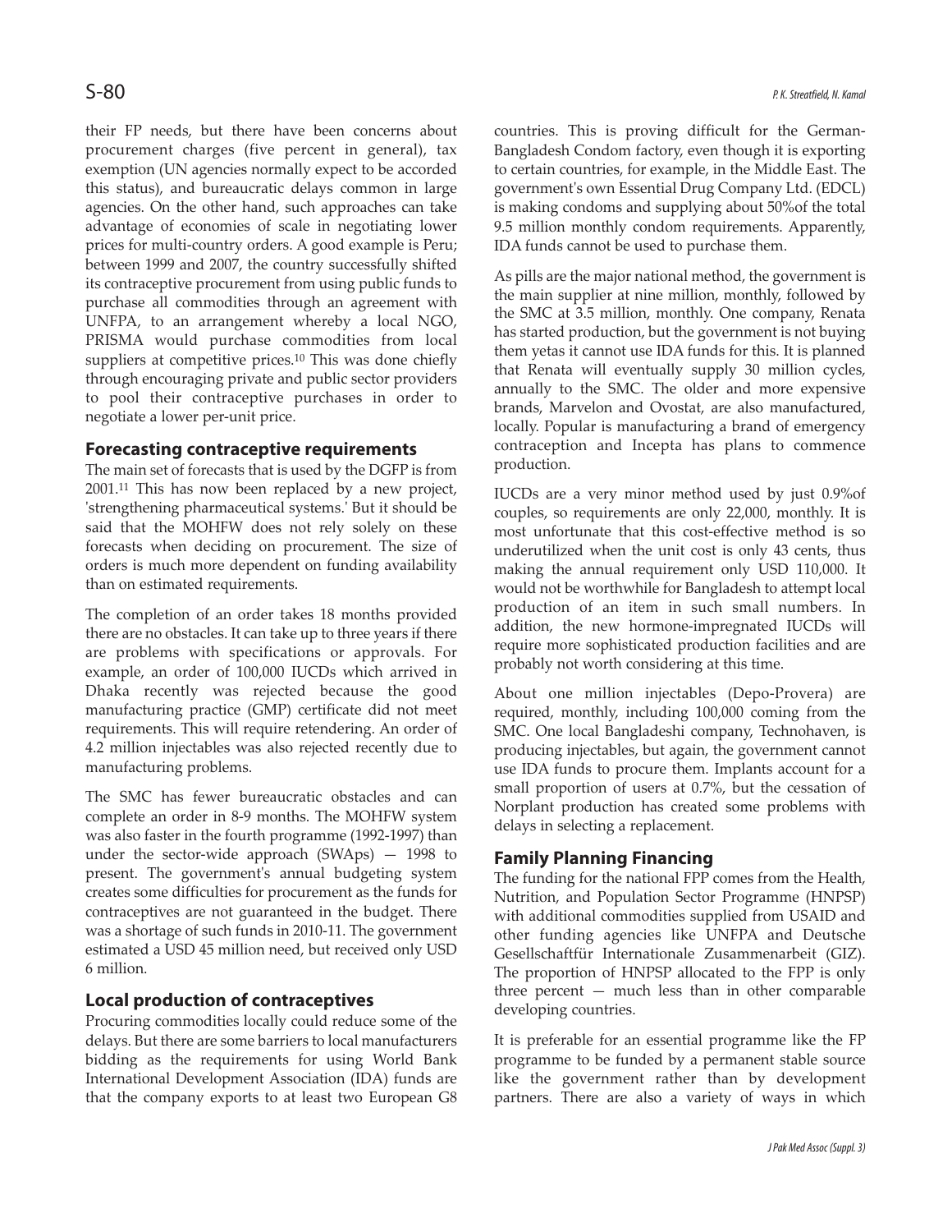their FP needs, but there have been concerns about procurement charges (five percent in general), tax exemption (UN agencies normally expect to be accorded this status), and bureaucratic delays common in large agencies. On the other hand, such approaches can take advantage of economies of scale in negotiating lower prices for multi-country orders. A good example is Peru; between 1999 and 2007, the country successfully shifted its contraceptive procurement from using public funds to purchase all commodities through an agreement with UNFPA, to an arrangement whereby a local NGO, PRISMA would purchase commodities from local suppliers at competitive prices.[10] This was done chiefly through encouraging private and public sector providers to pool their contraceptive purchases in order to negotiate a lower per-unit price.

## Forecasting contraceptive requirements

The main set of forecasts that is used by the DGFP is from 2001.[11] This has now been replaced by a new project, 'strengthening pharmaceutical systems.' But it should be said that the MOHFW does not rely solely on these forecasts when deciding on procurement. The size of orders is much more dependent on funding availability than on estimated requirements.

The completion of an order takes 18 months provided there are no obstacles. It can take up to three years if there are problems with specifications or approvals. For example, an order of 100,000 IUCDs which arrived in Dhaka recently was rejected because the good manufacturing practice (GMP) certificate did not meet requirements. This will require retendering. An order of 4.2 million injectables was also rejected recently due to manufacturing problems.

The SMC has fewer bureaucratic obstacles and can complete an order in 8-9 months. The MOHFW system was also faster in the fourth programme (1992-1997) than under the sector-wide approach (SWAps) — 1998 to present. The government's annual budgeting system creates some difficulties for procurement as the funds for contraceptives are not guaranteed in the budget. There was a shortage of such funds in 2010-11. The government estimated a USD 45 million need, but received only USD 6 million.

## Local production of contraceptives

Procuring commodities locally could reduce some of the delays. But there are some barriers to local manufacturers bidding as the requirements for using World Bank International Development Association (IDA) funds are that the company exports to at least two European G8 countries. This is proving difficult for the German-Bangladesh Condom factory, even though it is exporting to certain countries, for example, in the Middle East. The government's own Essential Drug Company Ltd. (EDCL) is making condoms and supplying about 50%of the total 9.5 million monthly condom requirements. Apparently, IDA funds cannot be used to purchase them.

As pills are the major national method, the government is the main supplier at nine million, monthly, followed by the SMC at 3.5 million, monthly. One company, Renata has started production, but the government is not buying them yetas it cannot use IDA funds for this. It is planned that Renata will eventually supply 30 million cycles, annually to the SMC. The older and more expensive brands, Marvelon and Ovostat, are also manufactured, locally. Popular is manufacturing a brand of emergency contraception and Incepta has plans to commence production.

IUCDs are a very minor method used by just 0.9%of couples, so requirements are only 22,000, monthly. It is most unfortunate that this cost-effective method is so underutilized when the unit cost is only 43 cents, thus making the annual requirement only USD 110,000. It would not be worthwhile for Bangladesh to attempt local production of an item in such small numbers. In addition, the new hormone-impregnated IUCDs will require more sophisticated production facilities and are probably not worth considering at this time.

About one million injectables (Depo-Provera) are required, monthly, including 100,000 coming from the SMC. One local Bangladeshi company, Technohaven, is producing injectables, but again, the government cannot use IDA funds to procure them. Implants account for a small proportion of users at 0.7%, but the cessation of Norplant production has created some problems with delays in selecting a replacement.

## Family Planning Financing

The funding for the national FPP comes from the Health, Nutrition, and Population Sector Programme (HNPSP) with additional commodities supplied from USAID and other funding agencies like UNFPA and Deutsche Gesellschaftfür Internationale Zusammenarbeit (GIZ). The proportion of HNPSP allocated to the FPP is only three percent — much less than in other comparable developing countries.

It is preferable for an essential programme like the FP programme to be funded by a permanent stable source like the government rather than by development partners. There are also a variety of ways in which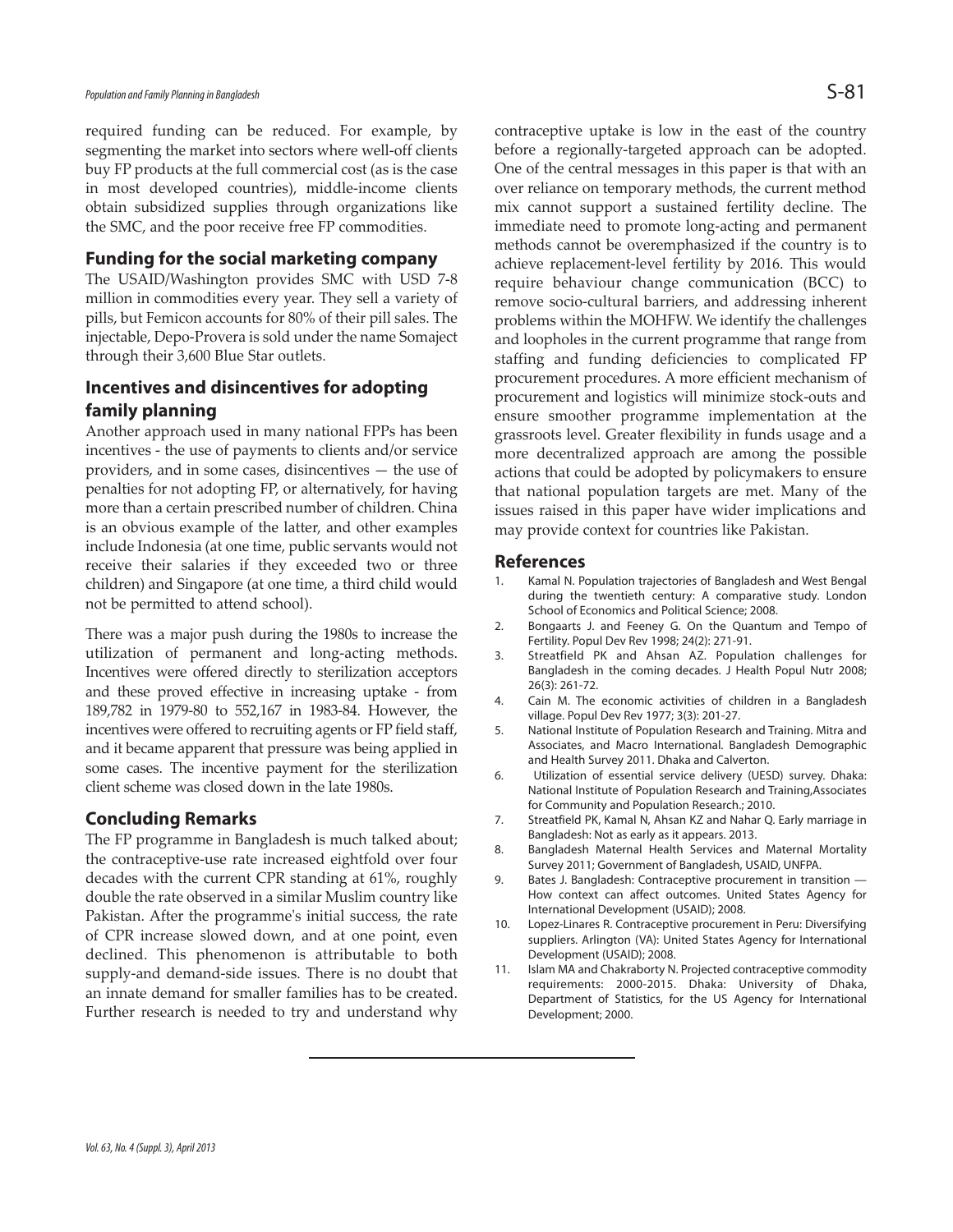required funding can be reduced. For example, by segmenting the market into sectors where well-off clients buy FP products at the full commercial cost (as is the case in most developed countries), middle-income clients obtain subsidized supplies through organizations like the SMC, and the poor receive free FP commodities.

## Funding for the social marketing company

The USAID/Washington provides SMC with USD 7-8 million in commodities every year. They sell a variety of pills, but Femicon accounts for 80% of their pill sales. The injectable, Depo-Provera is sold under the name Somaject through their 3,600 Blue Star outlets.

## Incentives and disincentives for adopting family planning

Another approach used in many national FPPs has been incentives - the use of payments to clients and/or service providers, and in some cases, disincentives — the use of penalties for not adopting FP, or alternatively, for having more than a certain prescribed number of children. China is an obvious example of the latter, and other examples include Indonesia (at one time, public servants would not receive their salaries if they exceeded two or three children) and Singapore (at one time, a third child would not be permitted to attend school).

There was a major push during the 1980s to increase the utilization of permanent and long-acting methods. Incentives were offered directly to sterilization acceptors and these proved effective in increasing uptake - from 189,782 in 1979-80 to 552,167 in 1983-84. However, the incentives were offered to recruiting agents or FP field staff, and it became apparent that pressure was being applied in some cases. The incentive payment for the sterilization client scheme was closed down in the late 1980s.

## Concluding Remarks

The FP programme in Bangladesh is much talked about; the contraceptive-use rate increased eightfold over four decades with the current CPR standing at 61%, roughly double the rate observed in a similar Muslim country like Pakistan. After the programme's initial success, the rate of CPR increase slowed down, and at one point, even declined. This phenomenon is attributable to both supply-and demand-side issues. There is no doubt that an innate demand for smaller families has to be created. Further research is needed to try and understand why contraceptive uptake is low in the east of the country before a regionally-targeted approach can be adopted. One of the central messages in this paper is that with an over reliance on temporary methods, the current method mix cannot support a sustained fertility decline. The immediate need to promote long-acting and permanent methods cannot be overemphasized if the country is to achieve replacement-level fertility by 2016. This would require behaviour change communication (BCC) to remove socio-cultural barriers, and addressing inherent problems within the MOHFW. We identify the challenges and loopholes in the current programme that range from staffing and funding deficiencies to complicated FP procurement procedures. A more efficient mechanism of procurement and logistics will minimize stock-outs and ensure smoother programme implementation at the grassroots level. Greater flexibility in funds usage and a more decentralized approach are among the possible actions that could be adopted by policymakers to ensure that national population targets are met. Many of the issues raised in this paper have wider implications and may provide context for countries like Pakistan.

## References

1. Kamal N. Population trajectories of Bangladesh and West Bengal during the twentieth century: A comparative study. London School of Economics and Political Science; 2008.
2. Bongaarts J. and Feeney G. On the Quantum and Tempo of Fertility. Popul Dev Rev 1998; 24(2): 271-91.
3. Streatfield PK and Ahsan AZ. Population challenges for Bangladesh in the coming decades. J Health Popul Nutr 2008; 26(3): 261-72.
4. Cain M. The economic activities of children in a Bangladesh village. Popul Dev Rev 1977; 3(3): 201-27.
5. National Institute of Population Research and Training. Mitra and Associates, and Macro International. Bangladesh Demographic and Health Survey 2011. Dhaka and Calverton.
6. Utilization of essential service delivery (UESD) survey. Dhaka: National Institute of Population Research and Training,Associates for Community and Population Research.; 2010.
7. Streatfield PK, Kamal N, Ahsan KZ and Nahar Q. Early marriage in Bangladesh: Not as early as it appears. 2013.
8. Bangladesh Maternal Health Services and Maternal Mortality Survey 2011; Government of Bangladesh, USAID, UNFPA.
9. Bates J. Bangladesh: Contraceptive procurement in transition — How context can affect outcomes. United States Agency for International Development (USAID); 2008.
10. Lopez-Linares R. Contraceptive procurement in Peru: Diversifying suppliers. Arlington (VA): United States Agency for International Development (USAID); 2008.
11. Islam MA and Chakraborty N. Projected contraceptive commodity requirements: 2000-2015. Dhaka: University of Dhaka, Department of Statistics, for the US Agency for International Development; 2000.